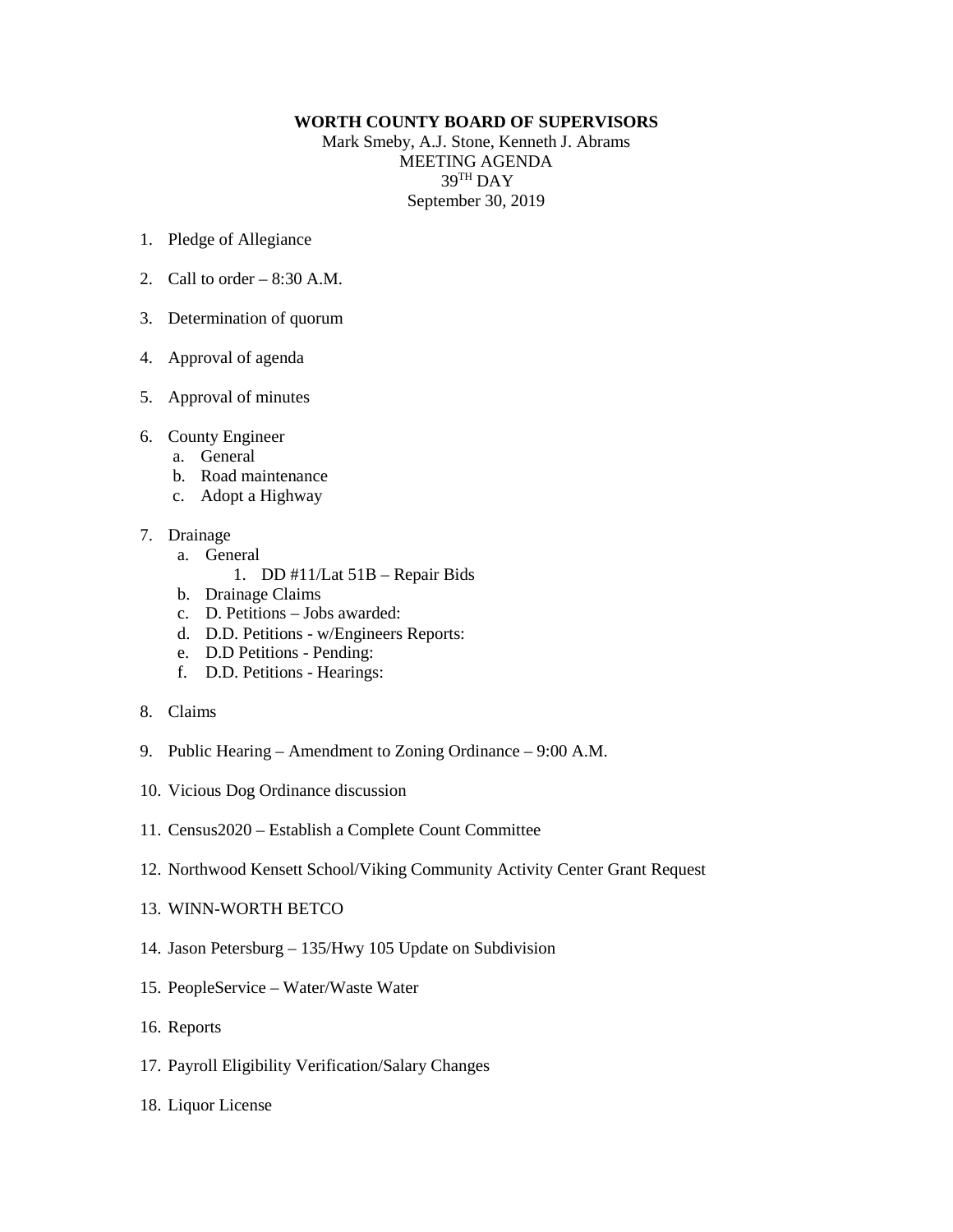**WORTH COUNTY BOARD OF SUPERVISORS**

Mark Smeby, A.J. Stone, Kenneth J. Abrams

MEETING AGENDA

39TH DAY

September 30, 2019

1. Pledge of Allegiance
2. Call to order – 8:30 A.M.
3. Determination of quorum
4. Approval of agenda
5. Approval of minutes
6. County Engineer
   a. General
   b. Road maintenance
   c. Adopt a Highway
7. Drainage
   a. General
      1. DD #11/Lat 51B – Repair Bids
   b. Drainage Claims
   c. D. Petitions – Jobs awarded:
   d. D.D. Petitions - w/Engineers Reports:
   e. D.D Petitions - Pending:
   f. D.D. Petitions - Hearings:
8. Claims
9. Public Hearing – Amendment to Zoning Ordinance – 9:00 A.M.
10. Vicious Dog Ordinance discussion
11. Census2020 – Establish a Complete Count Committee
12. Northwood Kensett School/Viking Community Activity Center Grant Request
13. WINN-WORTH BETCO
14. Jason Petersburg – 135/Hwy 105 Update on Subdivision
15. PeopleService – Water/Waste Water
16. Reports
17. Payroll Eligibility Verification/Salary Changes
18. Liquor License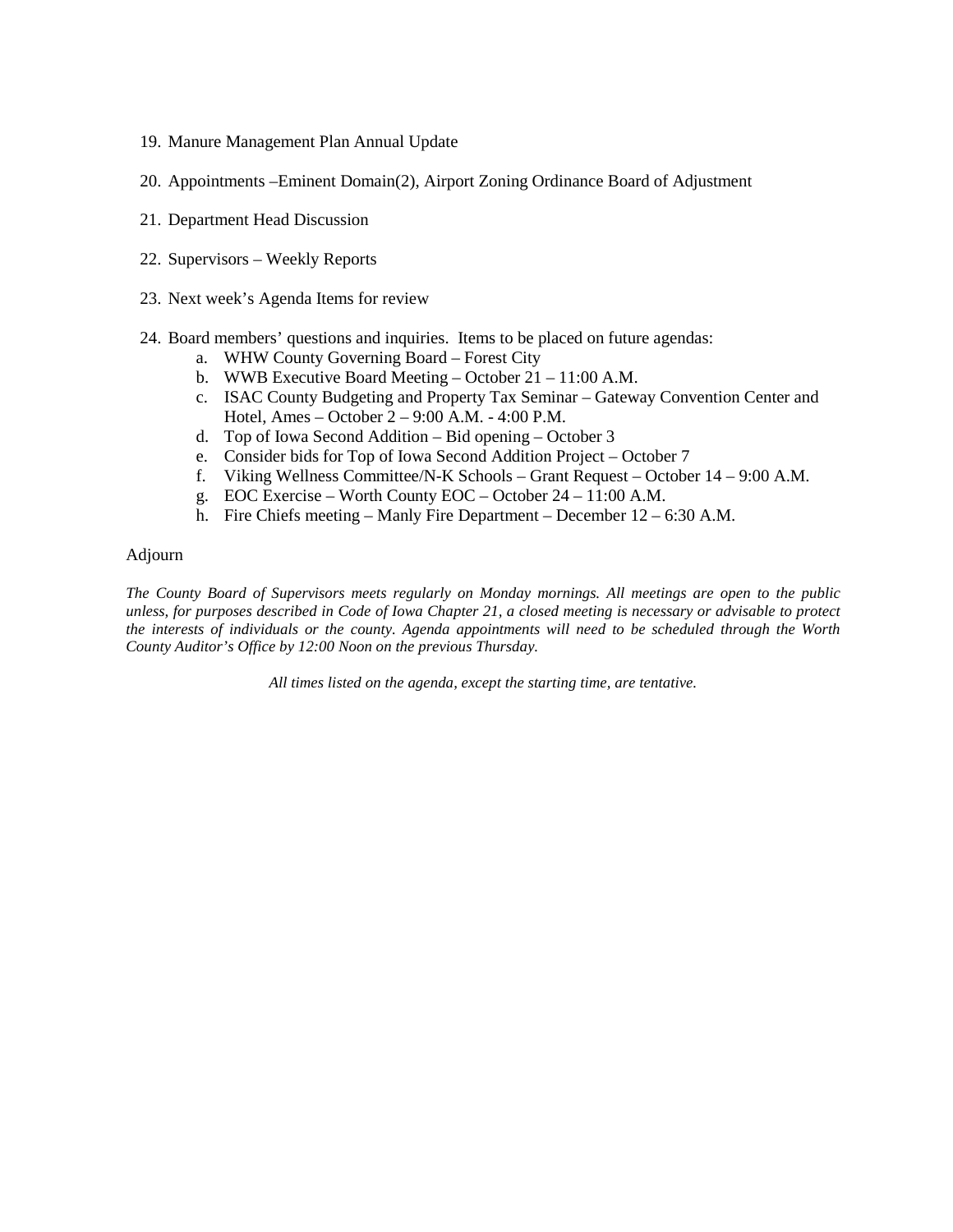19. Manure Management Plan Annual Update

20. Appointments –Eminent Domain(2), Airport Zoning Ordinance Board of Adjustment

21. Department Head Discussion

22. Supervisors – Weekly Reports

23. Next week's Agenda Items for review

24. Board members' questions and inquiries. Items to be placed on future agendas:
    a. WHW County Governing Board – Forest City
    b. WWB Executive Board Meeting – October 21 – 11:00 A.M.
    c. ISAC County Budgeting and Property Tax Seminar – Gateway Convention Center and Hotel, Ames – October 2 – 9:00 A.M. - 4:00 P.M.
    d. Top of Iowa Second Addition – Bid opening – October 3
    e. Consider bids for Top of Iowa Second Addition Project – October 7
    f. Viking Wellness Committee/N-K Schools – Grant Request – October 14 – 9:00 A.M.
    g. EOC Exercise – Worth County EOC – October 24 – 11:00 A.M.
    h. Fire Chiefs meeting – Manly Fire Department – December 12 – 6:30 A.M.

Adjourn

*The County Board of Supervisors meets regularly on Monday mornings. All meetings are open to the public unless, for purposes described in Code of Iowa Chapter 21, a closed meeting is necessary or advisable to protect the interests of individuals or the county. Agenda appointments will need to be scheduled through the Worth County Auditor's Office by 12:00 Noon on the previous Thursday.*

*All times listed on the agenda, except the starting time, are tentative.*